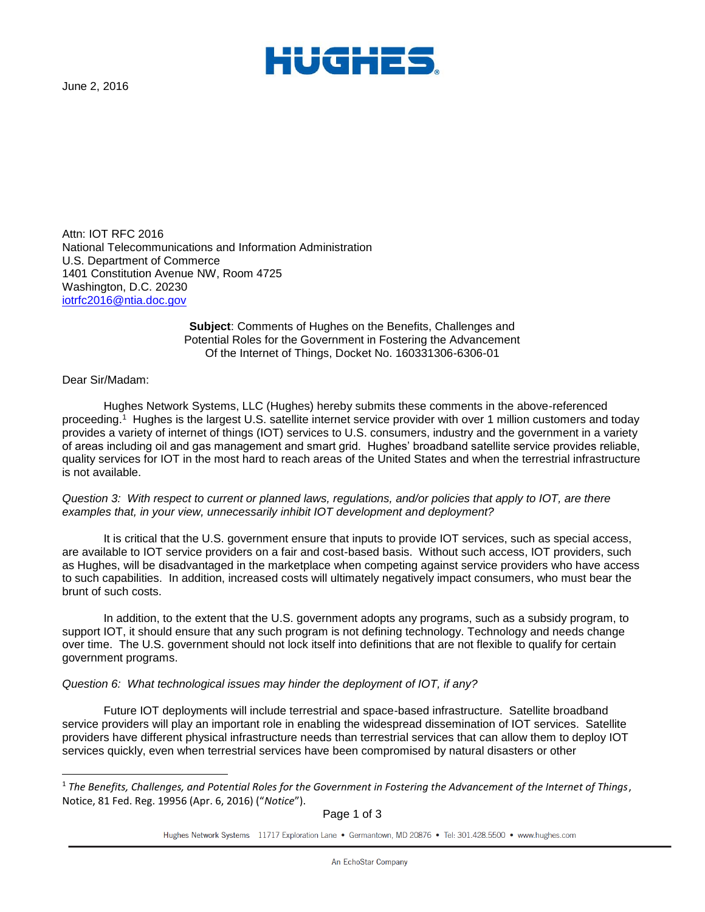**HUGHES**

June 2, 2016

Attn: IOT RFC 2016
National Telecommunications and Information Administration
U.S. Department of Commerce
1401 Constitution Avenue NW, Room 4725
Washington, D.C. 20230
iotrfc2016@ntia.doc.gov

**Subject**: Comments of Hughes on the Benefits, Challenges and Potential Roles for the Government in Fostering the Advancement Of the Internet of Things, Docket No. 160331306-6306-01

Dear Sir/Madam:

Hughes Network Systems, LLC (Hughes) hereby submits these comments in the above-referenced proceeding.[1] Hughes is the largest U.S. satellite internet service provider with over 1 million customers and today provides a variety of internet of things (IOT) services to U.S. consumers, industry and the government in a variety of areas including oil and gas management and smart grid. Hughes' broadband satellite service provides reliable, quality services for IOT in the most hard to reach areas of the United States and when the terrestrial infrastructure is not available.

*Question 3: With respect to current or planned laws, regulations, and/or policies that apply to IOT, are there examples that, in your view, unnecessarily inhibit IOT development and deployment?*

It is critical that the U.S. government ensure that inputs to provide IOT services, such as special access, are available to IOT service providers on a fair and cost-based basis. Without such access, IOT providers, such as Hughes, will be disadvantaged in the marketplace when competing against service providers who have access to such capabilities. In addition, increased costs will ultimately negatively impact consumers, who must bear the brunt of such costs.

In addition, to the extent that the U.S. government adopts any programs, such as a subsidy program, to support IOT, it should ensure that any such program is not defining technology. Technology and needs change over time. The U.S. government should not lock itself into definitions that are not flexible to qualify for certain government programs.

*Question 6: What technological issues may hinder the deployment of IOT, if any?*

Future IOT deployments will include terrestrial and space-based infrastructure. Satellite broadband service providers will play an important role in enabling the widespread dissemination of IOT services. Satellite providers have different physical infrastructure needs than terrestrial services that can allow them to deploy IOT services quickly, even when terrestrial services have been compromised by natural disasters or other

[1] *The Benefits, Challenges, and Potential Roles for the Government in Fostering the Advancement of the Internet of Things*, Notice, 81 Fed. Reg. 19956 (Apr. 6, 2016) ("*Notice*").

Hughes Network Systems 11717 Exploration Lane • Germantown, MD 20876 • Tel: 301.428.5500 • www.hughes.com

An EchoStar Company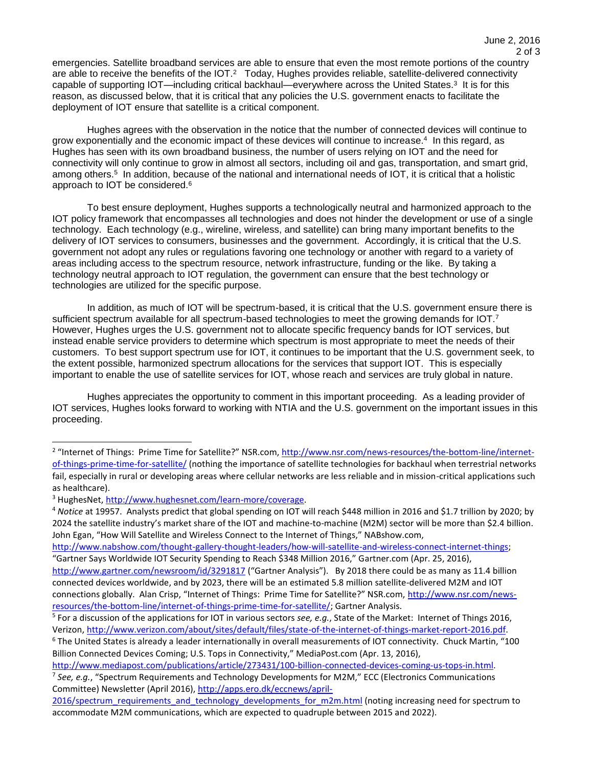emergencies. Satellite broadband services are able to ensure that even the most remote portions of the country are able to receive the benefits of the IOT.[2] Today, Hughes provides reliable, satellite-delivered connectivity capable of supporting IOT—including critical backhaul—everywhere across the United States.[3] It is for this reason, as discussed below, that it is critical that any policies the U.S. government enacts to facilitate the deployment of IOT ensure that satellite is a critical component.

Hughes agrees with the observation in the notice that the number of connected devices will continue to grow exponentially and the economic impact of these devices will continue to increase.[4] In this regard, as Hughes has seen with its own broadband business, the number of users relying on IOT and the need for connectivity will only continue to grow in almost all sectors, including oil and gas, transportation, and smart grid, among others.[5] In addition, because of the national and international needs of IOT, it is critical that a holistic approach to IOT be considered.[6]

To best ensure deployment, Hughes supports a technologically neutral and harmonized approach to the IOT policy framework that encompasses all technologies and does not hinder the development or use of a single technology. Each technology (e.g., wireline, wireless, and satellite) can bring many important benefits to the delivery of IOT services to consumers, businesses and the government. Accordingly, it is critical that the U.S. government not adopt any rules or regulations favoring one technology or another with regard to a variety of areas including access to the spectrum resource, network infrastructure, funding or the like. By taking a technology neutral approach to IOT regulation, the government can ensure that the best technology or technologies are utilized for the specific purpose.

In addition, as much of IOT will be spectrum-based, it is critical that the U.S. government ensure there is sufficient spectrum available for all spectrum-based technologies to meet the growing demands for IOT.[7] However, Hughes urges the U.S. government not to allocate specific frequency bands for IOT services, but instead enable service providers to determine which spectrum is most appropriate to meet the needs of their customers. To best support spectrum use for IOT, it continues to be important that the U.S. government seek, to the extent possible, harmonized spectrum allocations for the services that support IOT. This is especially important to enable the use of satellite services for IOT, whose reach and services are truly global in nature.

Hughes appreciates the opportunity to comment in this important proceeding. As a leading provider of IOT services, Hughes looks forward to working with NTIA and the U.S. government on the important issues in this proceeding.

---

[2] "Internet of Things: Prime Time for Satellite?" NSR.com, http://www.nsr.com/news-resources/the-bottom-line/internet-of-things-prime-time-for-satellite/ (nothing the importance of satellite technologies for backhaul when terrestrial networks fail, especially in rural or developing areas where cellular networks are less reliable and in mission-critical applications such as healthcare).

[3] HughesNet, http://www.hughesnet.com/learn-more/coverage.

[4] *Notice* at 19957. Analysts predict that global spending on IOT will reach $448 million in 2016 and $1.7 trillion by 2020; by 2024 the satellite industry's market share of the IOT and machine-to-machine (M2M) sector will be more than $2.4 billion. John Egan, "How Will Satellite and Wireless Connect to the Internet of Things," NABshow.com, http://www.nabshow.com/thought-leaders/thought-gallery-thought-leaders/how-will-satellite-and-wireless-connect-internet-things; "Gartner Says Worldwide IOT Security Spending to Reach $348 Million 2016," Gartner.com (Apr. 25, 2016), http://www.gartner.com/newsroom/id/3291817 ("Gartner Analysis"). By 2018 there could be as many as 11.4 billion connected devices worldwide, and by 2023, there will be an estimated 5.8 million satellite-delivered M2M and IOT connections globally. Alan Crisp, "Internet of Things: Prime Time for Satellite?" NSR.com, http://www.nsr.com/news-resources/the-bottom-line/internet-of-things-prime-time-for-satellite/; Gartner Analysis.

[5] For a discussion of the applications for IOT in various sectors *see, e.g.*, State of the Market: Internet of Things 2016, Verizon, http://www.verizon.com/about/sites/default/files/state-of-the-internet-of-things-market-report-2016.pdf.

[6] The United States is already a leader internationally in overall measurements of IOT connectivity. Chuck Martin, "100 Billion Connected Devices Coming; U.S. Tops in Connectivity," MediaPost.com (Apr. 13, 2016), http://www.mediapost.com/publications/article/273431/100-billion-connected-devices-coming-us-tops-in.html.

[7] *See, e.g.*, "Spectrum Requirements and Technology Developments for M2M," ECC (Electronics Communications Committee) Newsletter (April 2016), http://apps.ero.dk/eccnews/april-2016/spectrum_requirements_and_technology_developments_for_m2m.html (noting increasing need for spectrum to accommodate M2M communications, which are expected to quadruple between 2015 and 2022).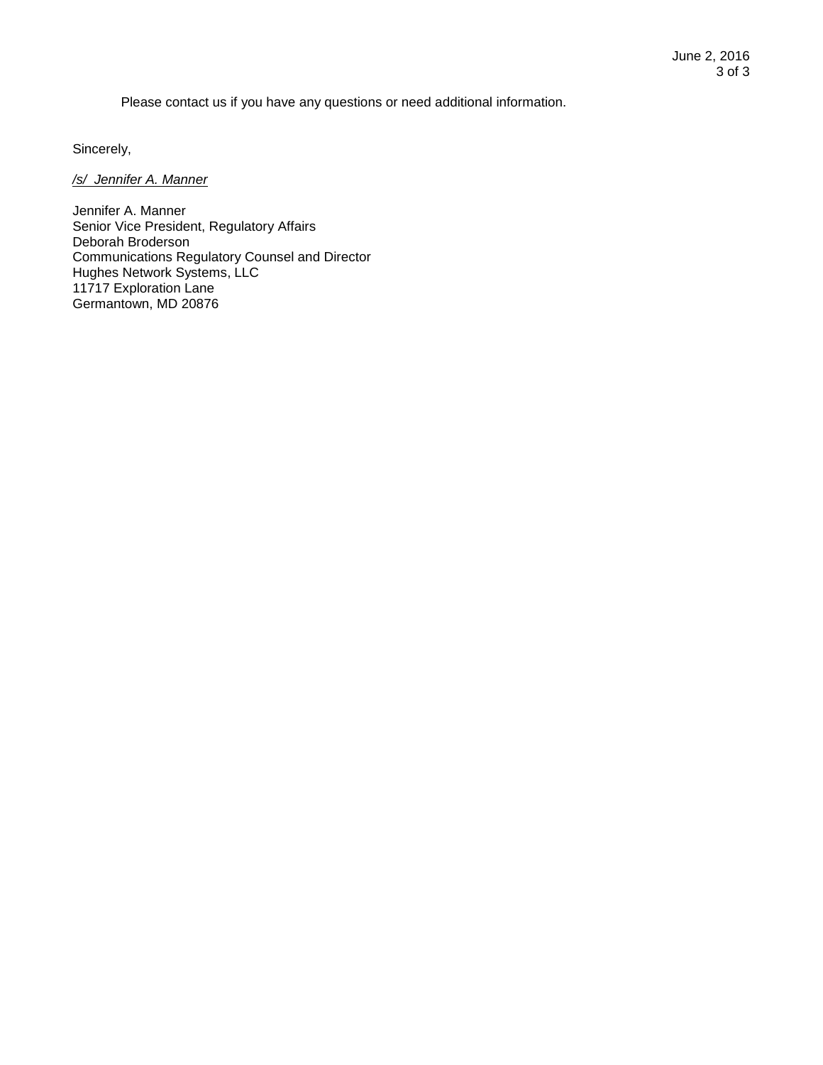Please contact us if you have any questions or need additional information.

Sincerely,

*/s/ Jennifer A. Manner*

Jennifer A. Manner
Senior Vice President, Regulatory Affairs
Deborah Broderson
Communications Regulatory Counsel and Director
Hughes Network Systems, LLC
11717 Exploration Lane
Germantown, MD 20876